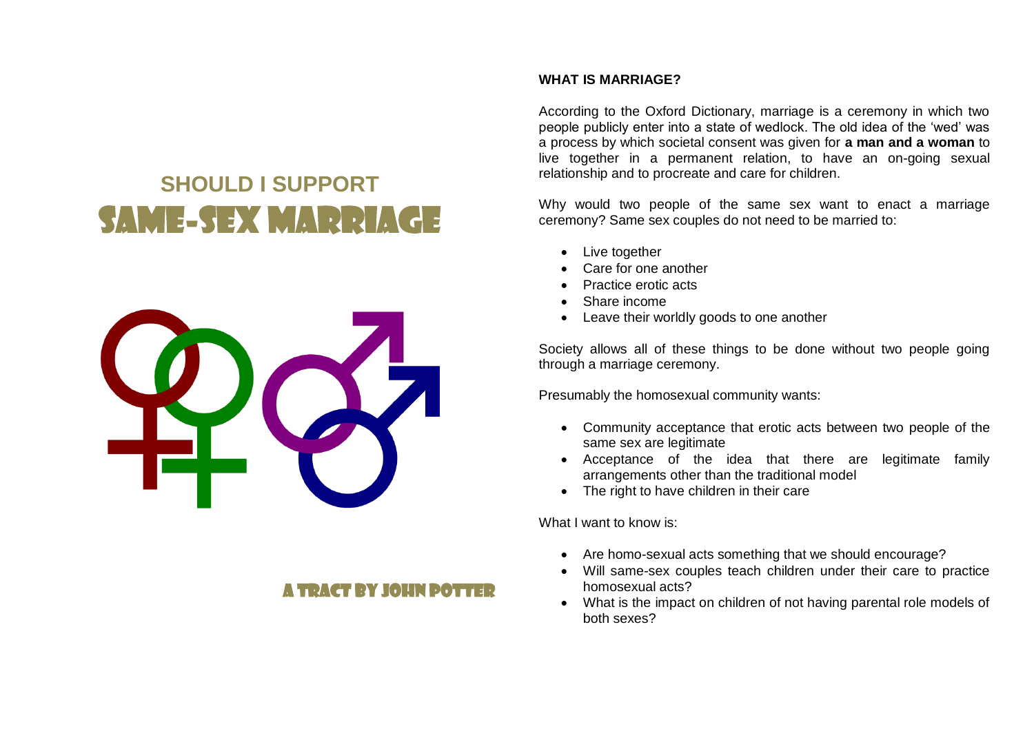# SHOULD I SUPPORT SAME-SEX MARRIAGE

A TRACT BY JOHN POTTER

## WHAT IS MARRIAGE?

According to the Oxford Dictionary, marriage is a ceremony in which two people publicly enter into a state of wedlock. The old idea of the 'wed' was a process by which societal consent was given for **a man and a woman** to live together in a permanent relation, to have an on-going sexual relationship and to procreate and care for children.

Why would two people of the same sex want to enact a marriage ceremony? Same sex couples do not need to be married to:

- Live together
- Care for one another
- Practice erotic acts
- Share income
- Leave their worldly goods to one another

Society allows all of these things to be done without two people going through a marriage ceremony.

Presumably the homosexual community wants:

- Community acceptance that erotic acts between two people of the same sex are legitimate
- Acceptance of the idea that there are legitimate family arrangements other than the traditional model
- The right to have children in their care

What I want to know is:

- Are homo-sexual acts something that we should encourage?
- Will same-sex couples teach children under their care to practice homosexual acts?
- What is the impact on children of not having parental role models of both sexes?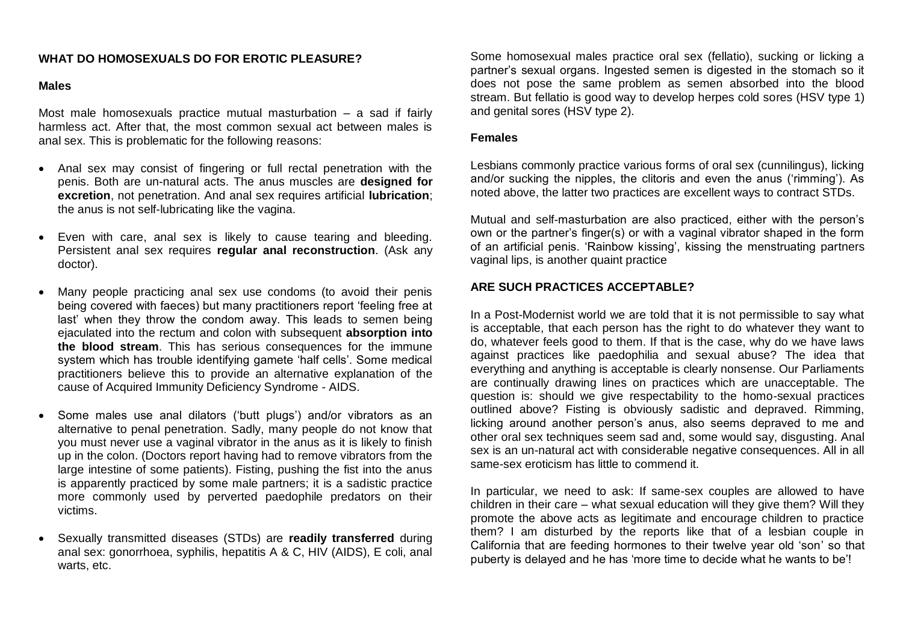**WHAT DO HOMOSEXUALS DO FOR EROTIC PLEASURE?**

**Males**

Most male homosexuals practice mutual masturbation – a sad if fairly harmless act. After that, the most common sexual act between males is anal sex. This is problematic for the following reasons:

- Anal sex may consist of fingering or full rectal penetration with the penis. Both are un-natural acts. The anus muscles are **designed for excretion**, not penetration. And anal sex requires artificial **lubrication**; the anus is not self-lubricating like the vagina.

- Even with care, anal sex is likely to cause tearing and bleeding. Persistent anal sex requires **regular anal reconstruction**. (Ask any doctor).

- Many people practicing anal sex use condoms (to avoid their penis being covered with faeces) but many practitioners report 'feeling free at last' when they throw the condom away. This leads to semen being ejaculated into the rectum and colon with subsequent **absorption into the blood stream**. This has serious consequences for the immune system which has trouble identifying gamete 'half cells'. Some medical practitioners believe this to provide an alternative explanation of the cause of Acquired Immunity Deficiency Syndrome - AIDS.

- Some males use anal dilators ('butt plugs') and/or vibrators as an alternative to penal penetration. Sadly, many people do not know that you must never use a vaginal vibrator in the anus as it is likely to finish up in the colon. (Doctors report having had to remove vibrators from the large intestine of some patients). Fisting, pushing the fist into the anus is apparently practiced by some male partners; it is a sadistic practice more commonly used by perverted paedophile predators on their victims.

- Sexually transmitted diseases (STDs) are **readily transferred** during anal sex: gonorrhoea, syphilis, hepatitis A & C, HIV (AIDS), E coli, anal warts, etc.

Some homosexual males practice oral sex (fellatio), sucking or licking a partner's sexual organs. Ingested semen is digested in the stomach so it does not pose the same problem as semen absorbed into the blood stream. But fellatio is good way to develop herpes cold sores (HSV type 1) and genital sores (HSV type 2).

**Females**

Lesbians commonly practice various forms of oral sex (cunnilingus), licking and/or sucking the nipples, the clitoris and even the anus ('rimming'). As noted above, the latter two practices are excellent ways to contract STDs.

Mutual and self-masturbation are also practiced, either with the person's own or the partner's finger(s) or with a vaginal vibrator shaped in the form of an artificial penis. 'Rainbow kissing', kissing the menstruating partners vaginal lips, is another quaint practice

**ARE SUCH PRACTICES ACCEPTABLE?**

In a Post-Modernist world we are told that it is not permissible to say what is acceptable, that each person has the right to do whatever they want to do, whatever feels good to them. If that is the case, why do we have laws against practices like paedophilia and sexual abuse? The idea that everything and anything is acceptable is clearly nonsense. Our Parliaments are continually drawing lines on practices which are unacceptable. The question is: should we give respectability to the homo-sexual practices outlined above? Fisting is obviously sadistic and depraved. Rimming, licking around another person's anus, also seems depraved to me and other oral sex techniques seem sad and, some would say, disgusting. Anal sex is an un-natural act with considerable negative consequences. All in all same-sex eroticism has little to commend it.

In particular, we need to ask: If same-sex couples are allowed to have children in their care – what sexual education will they give them? Will they promote the above acts as legitimate and encourage children to practice them? I am disturbed by the reports like that of a lesbian couple in California that are feeding hormones to their twelve year old 'son' so that puberty is delayed and he has 'more time to decide what he wants to be'!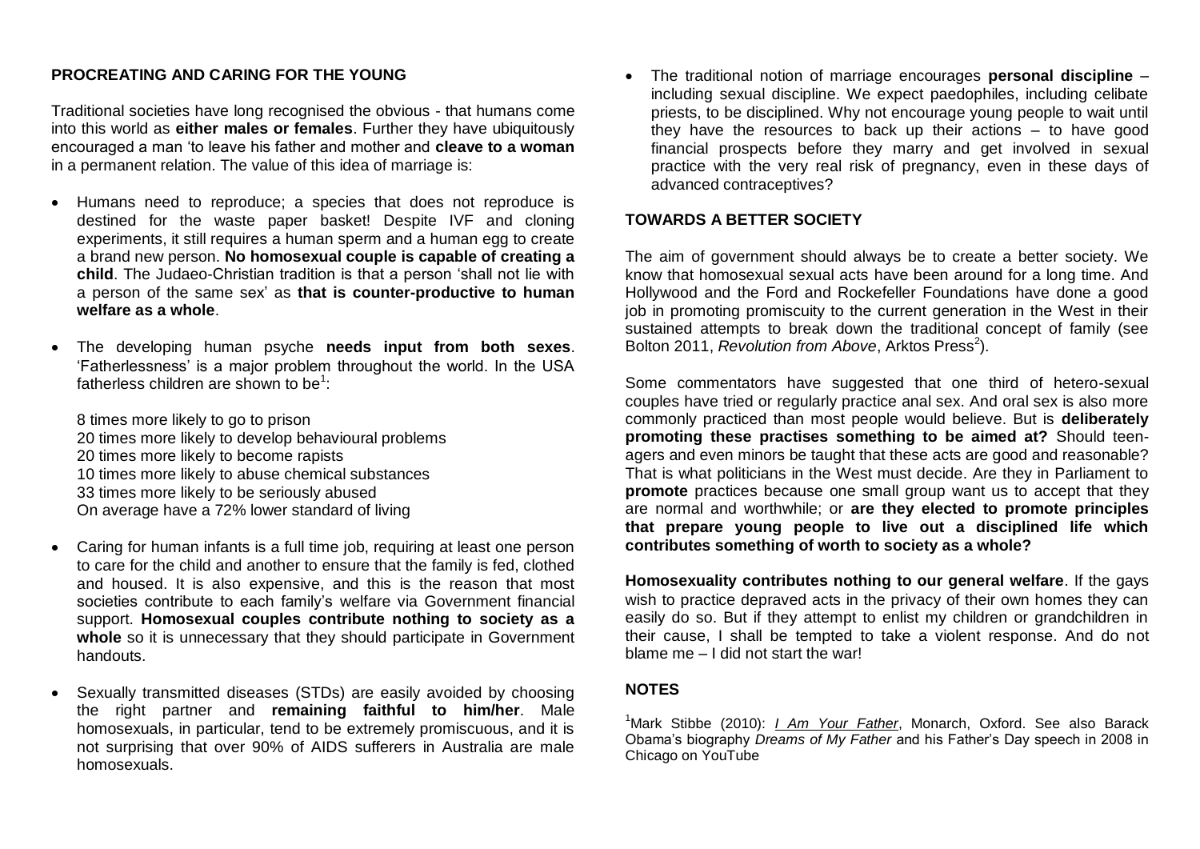**PROCREATING AND CARING FOR THE YOUNG**

Traditional societies have long recognised the obvious - that humans come into this world as **either males or females**. Further they have ubiquitously encouraged a man 'to leave his father and mother and **cleave to a woman** in a permanent relation. The value of this idea of marriage is:

- Humans need to reproduce; a species that does not reproduce is destined for the waste paper basket! Despite IVF and cloning experiments, it still requires a human sperm and a human egg to create a brand new person. **No homosexual couple is capable of creating a child**. The Judaeo-Christian tradition is that a person 'shall not lie with a person of the same sex' as **that is counter-productive to human welfare as a whole**.

- The developing human psyche **needs input from both sexes**. 'Fatherlessness' is a major problem throughout the world. In the USA fatherless children are shown to be[1]:

  8 times more likely to go to prison
  20 times more likely to develop behavioural problems
  20 times more likely to become rapists
  10 times more likely to abuse chemical substances
  33 times more likely to be seriously abused
  On average have a 72% lower standard of living

- Caring for human infants is a full time job, requiring at least one person to care for the child and another to ensure that the family is fed, clothed and housed. It is also expensive, and this is the reason that most societies contribute to each family's welfare via Government financial support. **Homosexual couples contribute nothing to society as a whole** so it is unnecessary that they should participate in Government handouts.

- Sexually transmitted diseases (STDs) are easily avoided by choosing the right partner and **remaining faithful to him/her**. Male homosexuals, in particular, tend to be extremely promiscuous, and it is not surprising that over 90% of AIDS sufferers in Australia are male homosexuals.

- The traditional notion of marriage encourages **personal discipline** – including sexual discipline. We expect paedophiles, including celibate priests, to be disciplined. Why not encourage young people to wait until they have the resources to back up their actions – to have good financial prospects before they marry and get involved in sexual practice with the very real risk of pregnancy, even in these days of advanced contraceptives?

**TOWARDS A BETTER SOCIETY**

The aim of government should always be to create a better society. We know that homosexual sexual acts have been around for a long time. And Hollywood and the Ford and Rockefeller Foundations have done a good job in promoting promiscuity to the current generation in the West in their sustained attempts to break down the traditional concept of family (see Bolton 2011, *Revolution from Above*, Arktos Press[2]).

Some commentators have suggested that one third of hetero-sexual couples have tried or regularly practice anal sex. And oral sex is also more commonly practiced than most people would believe. But is **deliberately promoting these practises something to be aimed at?** Should teen-agers and even minors be taught that these acts are good and reasonable? That is what politicians in the West must decide. Are they in Parliament to **promote** practices because one small group want us to accept that they are normal and worthwhile; or **are they elected to promote principles that prepare young people to live out a disciplined life which contributes something of worth to society as a whole?**

**Homosexuality contributes nothing to our general welfare**. If the gays wish to practice depraved acts in the privacy of their own homes they can easily do so. But if they attempt to enlist my children or grandchildren in their cause, I shall be tempted to take a violent response. And do not blame me – I did not start the war!

**NOTES**

[1]Mark Stibbe (2010): *I Am Your Father*, Monarch, Oxford. See also Barack Obama's biography *Dreams of My Father* and his Father's Day speech in 2008 in Chicago on YouTube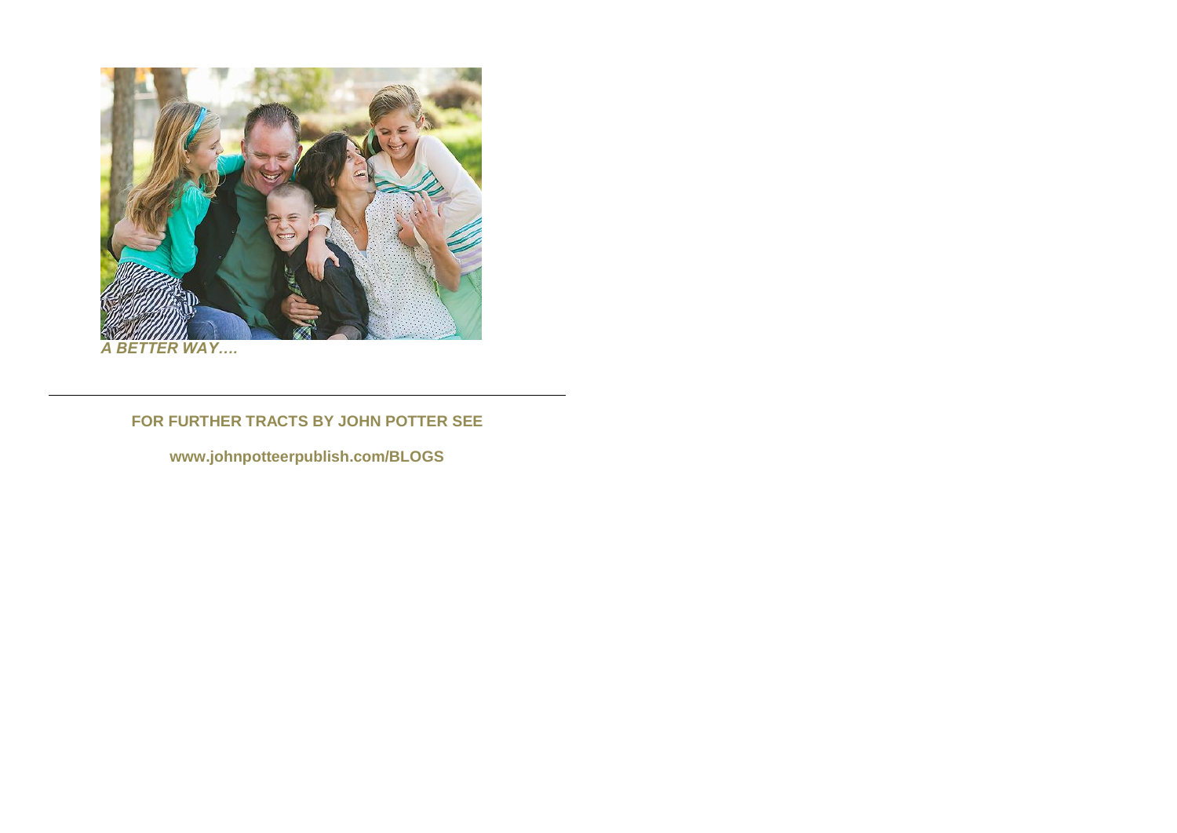***A BETTER WAY….***

---

**FOR FURTHER TRACTS BY JOHN POTTER SEE**

**www.johnpotteerpublish.com/BLOGS**